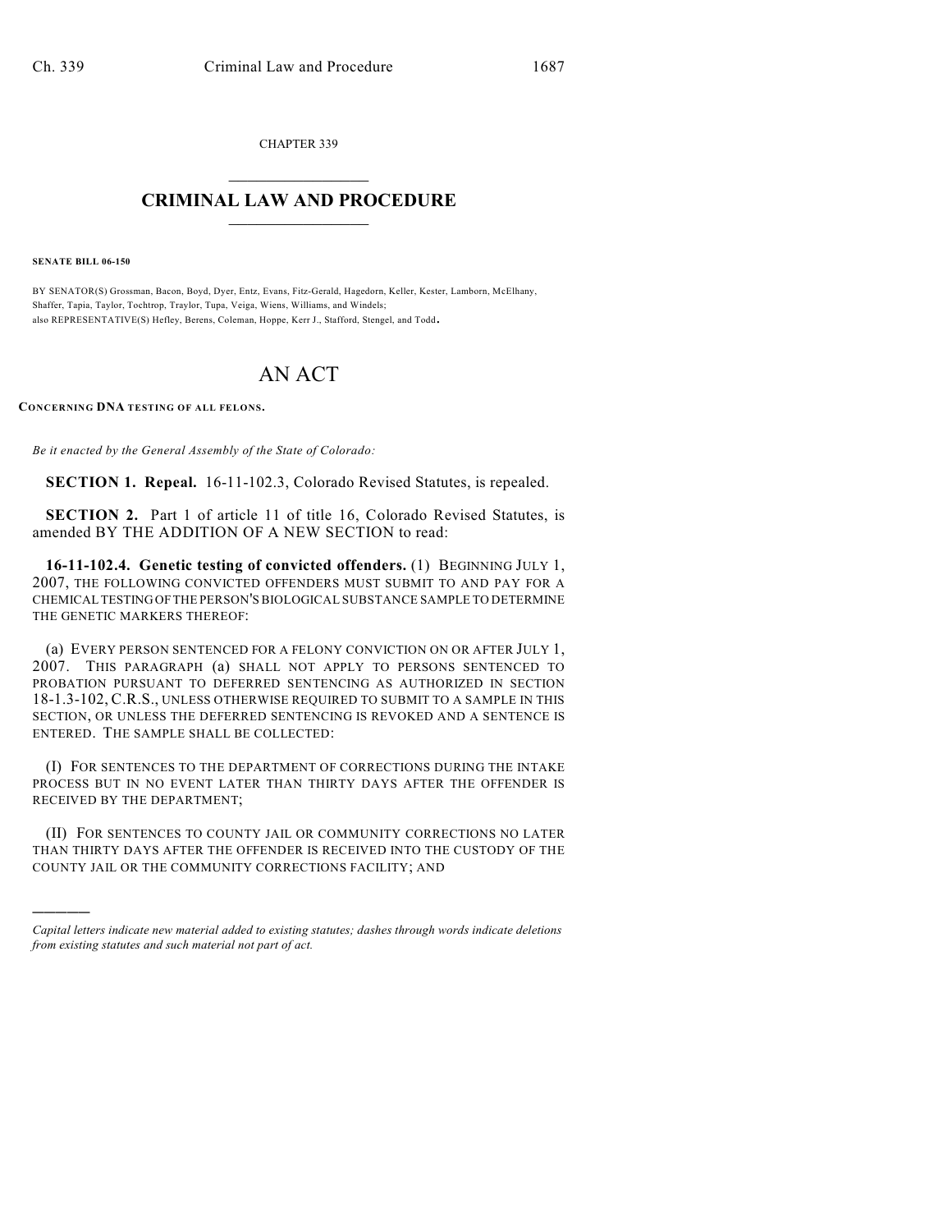CHAPTER 339

# CRIMINAL LAW AND PROCEDURE

**SENATE BILL 06-150**

BY SENATOR(S) Grossman, Bacon, Boyd, Dyer, Entz, Evans, Fitz-Gerald, Hagedorn, Keller, Kester, Lamborn, McElhany, Shaffer, Tapia, Taylor, Tochtrop, Traylor, Tupa, Veiga, Wiens, Williams, and Windels;
also REPRESENTATIVE(S) Hefley, Berens, Coleman, Hoppe, Kerr J., Stafford, Stengel, and Todd.

# AN ACT

**CONCERNING DNA TESTING OF ALL FELONS.**

*Be it enacted by the General Assembly of the State of Colorado:*

**SECTION 1. Repeal.** 16-11-102.3, Colorado Revised Statutes, is repealed.

**SECTION 2.** Part 1 of article 11 of title 16, Colorado Revised Statutes, is amended BY THE ADDITION OF A NEW SECTION to read:

**16-11-102.4. Genetic testing of convicted offenders.** (1) BEGINNING JULY 1, 2007, THE FOLLOWING CONVICTED OFFENDERS MUST SUBMIT TO AND PAY FOR A CHEMICAL TESTING OF THE PERSON'S BIOLOGICAL SUBSTANCE SAMPLE TO DETERMINE THE GENETIC MARKERS THEREOF:

(a) EVERY PERSON SENTENCED FOR A FELONY CONVICTION ON OR AFTER JULY 1, 2007. THIS PARAGRAPH (a) SHALL NOT APPLY TO PERSONS SENTENCED TO PROBATION PURSUANT TO DEFERRED SENTENCING AS AUTHORIZED IN SECTION 18-1.3-102, C.R.S., UNLESS OTHERWISE REQUIRED TO SUBMIT TO A SAMPLE IN THIS SECTION, OR UNLESS THE DEFERRED SENTENCING IS REVOKED AND A SENTENCE IS ENTERED. THE SAMPLE SHALL BE COLLECTED:

(I) FOR SENTENCES TO THE DEPARTMENT OF CORRECTIONS DURING THE INTAKE PROCESS BUT IN NO EVENT LATER THAN THIRTY DAYS AFTER THE OFFENDER IS RECEIVED BY THE DEPARTMENT;

(II) FOR SENTENCES TO COUNTY JAIL OR COMMUNITY CORRECTIONS NO LATER THAN THIRTY DAYS AFTER THE OFFENDER IS RECEIVED INTO THE CUSTODY OF THE COUNTY JAIL OR THE COMMUNITY CORRECTIONS FACILITY; AND

---

*Capital letters indicate new material added to existing statutes; dashes through words indicate deletions from existing statutes and such material not part of act.*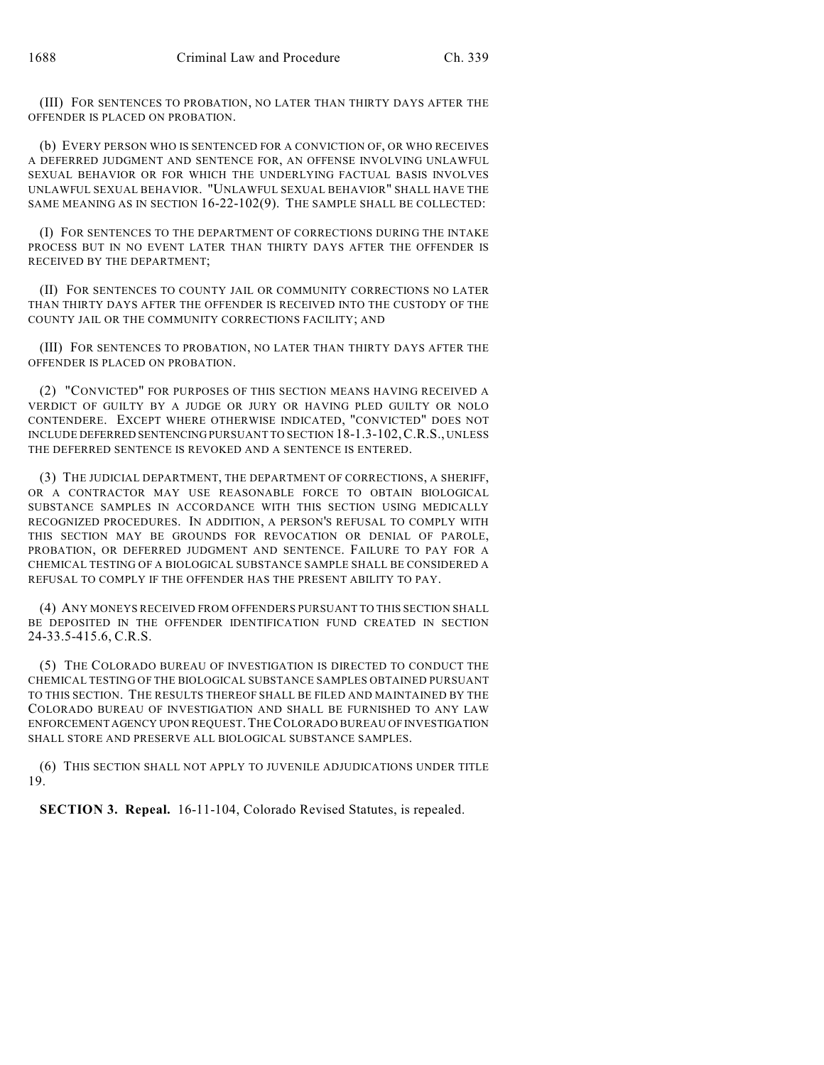(III) FOR SENTENCES TO PROBATION, NO LATER THAN THIRTY DAYS AFTER THE OFFENDER IS PLACED ON PROBATION.

(b) EVERY PERSON WHO IS SENTENCED FOR A CONVICTION OF, OR WHO RECEIVES A DEFERRED JUDGMENT AND SENTENCE FOR, AN OFFENSE INVOLVING UNLAWFUL SEXUAL BEHAVIOR OR FOR WHICH THE UNDERLYING FACTUAL BASIS INVOLVES UNLAWFUL SEXUAL BEHAVIOR. "UNLAWFUL SEXUAL BEHAVIOR" SHALL HAVE THE SAME MEANING AS IN SECTION 16-22-102(9). THE SAMPLE SHALL BE COLLECTED:

(I) FOR SENTENCES TO THE DEPARTMENT OF CORRECTIONS DURING THE INTAKE PROCESS BUT IN NO EVENT LATER THAN THIRTY DAYS AFTER THE OFFENDER IS RECEIVED BY THE DEPARTMENT;

(II) FOR SENTENCES TO COUNTY JAIL OR COMMUNITY CORRECTIONS NO LATER THAN THIRTY DAYS AFTER THE OFFENDER IS RECEIVED INTO THE CUSTODY OF THE COUNTY JAIL OR THE COMMUNITY CORRECTIONS FACILITY; AND

(III) FOR SENTENCES TO PROBATION, NO LATER THAN THIRTY DAYS AFTER THE OFFENDER IS PLACED ON PROBATION.

(2) "CONVICTED" FOR PURPOSES OF THIS SECTION MEANS HAVING RECEIVED A VERDICT OF GUILTY BY A JUDGE OR JURY OR HAVING PLED GUILTY OR NOLO CONTENDERE. EXCEPT WHERE OTHERWISE INDICATED, "CONVICTED" DOES NOT INCLUDE DEFERRED SENTENCING PURSUANT TO SECTION 18-1.3-102, C.R.S., UNLESS THE DEFERRED SENTENCE IS REVOKED AND A SENTENCE IS ENTERED.

(3) THE JUDICIAL DEPARTMENT, THE DEPARTMENT OF CORRECTIONS, A SHERIFF, OR A CONTRACTOR MAY USE REASONABLE FORCE TO OBTAIN BIOLOGICAL SUBSTANCE SAMPLES IN ACCORDANCE WITH THIS SECTION USING MEDICALLY RECOGNIZED PROCEDURES. IN ADDITION, A PERSON'S REFUSAL TO COMPLY WITH THIS SECTION MAY BE GROUNDS FOR REVOCATION OR DENIAL OF PAROLE, PROBATION, OR DEFERRED JUDGMENT AND SENTENCE. FAILURE TO PAY FOR A CHEMICAL TESTING OF A BIOLOGICAL SUBSTANCE SAMPLE SHALL BE CONSIDERED A REFUSAL TO COMPLY IF THE OFFENDER HAS THE PRESENT ABILITY TO PAY.

(4) ANY MONEYS RECEIVED FROM OFFENDERS PURSUANT TO THIS SECTION SHALL BE DEPOSITED IN THE OFFENDER IDENTIFICATION FUND CREATED IN SECTION 24-33.5-415.6, C.R.S.

(5) THE COLORADO BUREAU OF INVESTIGATION IS DIRECTED TO CONDUCT THE CHEMICAL TESTING OF THE BIOLOGICAL SUBSTANCE SAMPLES OBTAINED PURSUANT TO THIS SECTION. THE RESULTS THEREOF SHALL BE FILED AND MAINTAINED BY THE COLORADO BUREAU OF INVESTIGATION AND SHALL BE FURNISHED TO ANY LAW ENFORCEMENT AGENCY UPON REQUEST. THE COLORADO BUREAU OF INVESTIGATION SHALL STORE AND PRESERVE ALL BIOLOGICAL SUBSTANCE SAMPLES.

(6) THIS SECTION SHALL NOT APPLY TO JUVENILE ADJUDICATIONS UNDER TITLE 19.

**SECTION 3. Repeal.** 16-11-104, Colorado Revised Statutes, is repealed.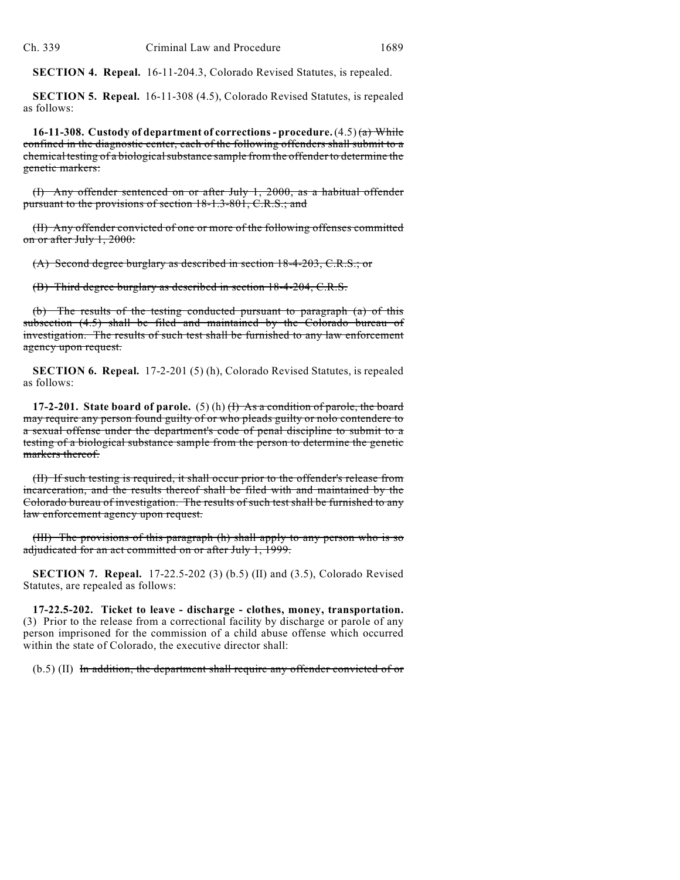**SECTION 4. Repeal.** 16-11-204.3, Colorado Revised Statutes, is repealed.

**SECTION 5. Repeal.** 16-11-308 (4.5), Colorado Revised Statutes, is repealed as follows:

**16-11-308. Custody of department of corrections - procedure.** (4.5) ~~(a) While confined in the diagnostic center, each of the following offenders shall submit to a chemical testing of a biological substance sample from the offender to determine the genetic markers:~~

~~(I) Any offender sentenced on or after July 1, 2000, as a habitual offender pursuant to the provisions of section 18-1.3-801, C.R.S.; and~~

~~(II) Any offender convicted of one or more of the following offenses committed on or after July 1, 2000:~~

~~(A) Second degree burglary as described in section 18-4-203, C.R.S.; or~~

~~(B) Third degree burglary as described in section 18-4-204, C.R.S.~~

~~(b) The results of the testing conducted pursuant to paragraph (a) of this subsection (4.5) shall be filed and maintained by the Colorado bureau of investigation. The results of such test shall be furnished to any law enforcement agency upon request.~~

**SECTION 6. Repeal.** 17-2-201 (5) (h), Colorado Revised Statutes, is repealed as follows:

**17-2-201. State board of parole.** (5) (h) ~~(I) As a condition of parole, the board may require any person found guilty of or who pleads guilty or nolo contendere to a sexual offense under the department's code of penal discipline to submit to a testing of a biological substance sample from the person to determine the genetic markers thereof.~~

~~(II) If such testing is required, it shall occur prior to the offender's release from incarceration, and the results thereof shall be filed with and maintained by the Colorado bureau of investigation. The results of such test shall be furnished to any law enforcement agency upon request.~~

~~(III) The provisions of this paragraph (h) shall apply to any person who is so adjudicated for an act committed on or after July 1, 1999.~~

**SECTION 7. Repeal.** 17-22.5-202 (3) (b.5) (II) and (3.5), Colorado Revised Statutes, are repealed as follows:

**17-22.5-202. Ticket to leave - discharge - clothes, money, transportation.** (3) Prior to the release from a correctional facility by discharge or parole of any person imprisoned for the commission of a child abuse offense which occurred within the state of Colorado, the executive director shall:

(b.5) (II) ~~In addition, the department shall require any offender convicted of or~~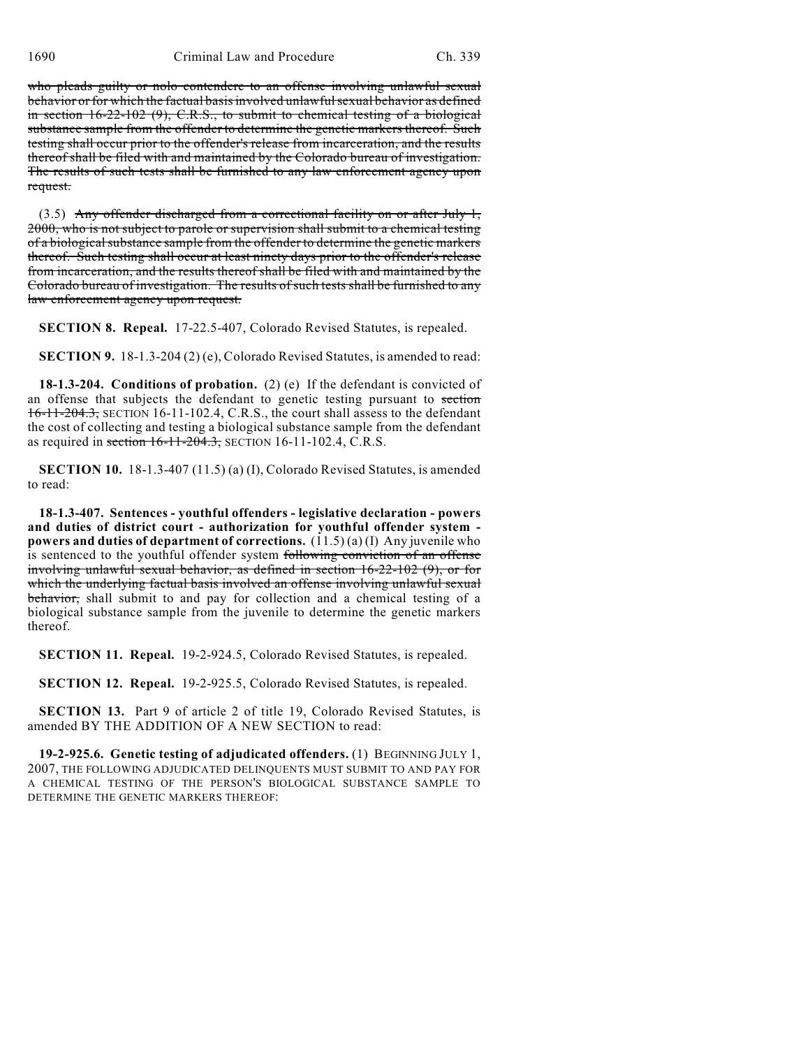who pleads guilty or nolo contendere to an offense involving unlawful sexual behavior or for which the factual basis involved unlawful sexual behavior as defined in section 16-22-102 (9), C.R.S., to submit to chemical testing of a biological substance sample from the offender to determine the genetic markers thereof. Such testing shall occur prior to the offender's release from incarceration, and the results thereof shall be filed with and maintained by the Colorado bureau of investigation. The results of such tests shall be furnished to any law enforcement agency upon request.

(3.5) Any offender discharged from a correctional facility on or after July 1, 2000, who is not subject to parole or supervision shall submit to a chemical testing of a biological substance sample from the offender to determine the genetic markers thereof. Such testing shall occur at least ninety days prior to the offender's release from incarceration, and the results thereof shall be filed with and maintained by the Colorado bureau of investigation. The results of such tests shall be furnished to any law enforcement agency upon request.

**SECTION 8. Repeal.** 17-22.5-407, Colorado Revised Statutes, is repealed.

**SECTION 9.** 18-1.3-204 (2) (e), Colorado Revised Statutes, is amended to read:

**18-1.3-204. Conditions of probation.** (2) (e) If the defendant is convicted of an offense that subjects the defendant to genetic testing pursuant to section 16-11-204.3, SECTION 16-11-102.4, C.R.S., the court shall assess to the defendant the cost of collecting and testing a biological substance sample from the defendant as required in section 16-11-204.3, SECTION 16-11-102.4, C.R.S.

**SECTION 10.** 18-1.3-407 (11.5) (a) (I), Colorado Revised Statutes, is amended to read:

**18-1.3-407. Sentences - youthful offenders - legislative declaration - powers and duties of district court - authorization for youthful offender system - powers and duties of department of corrections.** (11.5) (a) (I) Any juvenile who is sentenced to the youthful offender system following conviction of an offense involving unlawful sexual behavior, as defined in section 16-22-102 (9), or for which the underlying factual basis involved an offense involving unlawful sexual behavior, shall submit to and pay for collection and a chemical testing of a biological substance sample from the juvenile to determine the genetic markers thereof.

**SECTION 11. Repeal.** 19-2-924.5, Colorado Revised Statutes, is repealed.

**SECTION 12. Repeal.** 19-2-925.5, Colorado Revised Statutes, is repealed.

**SECTION 13.** Part 9 of article 2 of title 19, Colorado Revised Statutes, is amended BY THE ADDITION OF A NEW SECTION to read:

**19-2-925.6. Genetic testing of adjudicated offenders.** (1) BEGINNING JULY 1, 2007, THE FOLLOWING ADJUDICATED DELINQUENTS MUST SUBMIT TO AND PAY FOR A CHEMICAL TESTING OF THE PERSON'S BIOLOGICAL SUBSTANCE SAMPLE TO DETERMINE THE GENETIC MARKERS THEREOF: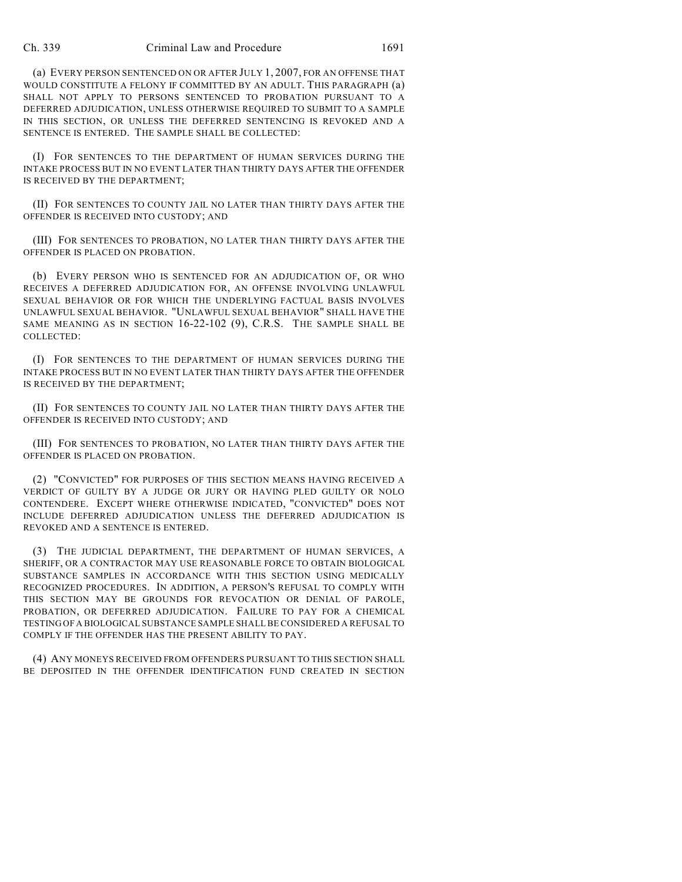(a) EVERY PERSON SENTENCED ON OR AFTER JULY 1, 2007, FOR AN OFFENSE THAT WOULD CONSTITUTE A FELONY IF COMMITTED BY AN ADULT. THIS PARAGRAPH (a) SHALL NOT APPLY TO PERSONS SENTENCED TO PROBATION PURSUANT TO A DEFERRED ADJUDICATION, UNLESS OTHERWISE REQUIRED TO SUBMIT TO A SAMPLE IN THIS SECTION, OR UNLESS THE DEFERRED SENTENCING IS REVOKED AND A SENTENCE IS ENTERED. THE SAMPLE SHALL BE COLLECTED:

(I) FOR SENTENCES TO THE DEPARTMENT OF HUMAN SERVICES DURING THE INTAKE PROCESS BUT IN NO EVENT LATER THAN THIRTY DAYS AFTER THE OFFENDER IS RECEIVED BY THE DEPARTMENT;

(II) FOR SENTENCES TO COUNTY JAIL NO LATER THAN THIRTY DAYS AFTER THE OFFENDER IS RECEIVED INTO CUSTODY; AND

(III) FOR SENTENCES TO PROBATION, NO LATER THAN THIRTY DAYS AFTER THE OFFENDER IS PLACED ON PROBATION.

(b) EVERY PERSON WHO IS SENTENCED FOR AN ADJUDICATION OF, OR WHO RECEIVES A DEFERRED ADJUDICATION FOR, AN OFFENSE INVOLVING UNLAWFUL SEXUAL BEHAVIOR OR FOR WHICH THE UNDERLYING FACTUAL BASIS INVOLVES UNLAWFUL SEXUAL BEHAVIOR. "UNLAWFUL SEXUAL BEHAVIOR" SHALL HAVE THE SAME MEANING AS IN SECTION 16-22-102 (9), C.R.S. THE SAMPLE SHALL BE COLLECTED:

(I) FOR SENTENCES TO THE DEPARTMENT OF HUMAN SERVICES DURING THE INTAKE PROCESS BUT IN NO EVENT LATER THAN THIRTY DAYS AFTER THE OFFENDER IS RECEIVED BY THE DEPARTMENT;

(II) FOR SENTENCES TO COUNTY JAIL NO LATER THAN THIRTY DAYS AFTER THE OFFENDER IS RECEIVED INTO CUSTODY; AND

(III) FOR SENTENCES TO PROBATION, NO LATER THAN THIRTY DAYS AFTER THE OFFENDER IS PLACED ON PROBATION.

(2) "CONVICTED" FOR PURPOSES OF THIS SECTION MEANS HAVING RECEIVED A VERDICT OF GUILTY BY A JUDGE OR JURY OR HAVING PLED GUILTY OR NOLO CONTENDERE. EXCEPT WHERE OTHERWISE INDICATED, "CONVICTED" DOES NOT INCLUDE DEFERRED ADJUDICATION UNLESS THE DEFERRED ADJUDICATION IS REVOKED AND A SENTENCE IS ENTERED.

(3) THE JUDICIAL DEPARTMENT, THE DEPARTMENT OF HUMAN SERVICES, A SHERIFF, OR A CONTRACTOR MAY USE REASONABLE FORCE TO OBTAIN BIOLOGICAL SUBSTANCE SAMPLES IN ACCORDANCE WITH THIS SECTION USING MEDICALLY RECOGNIZED PROCEDURES. IN ADDITION, A PERSON'S REFUSAL TO COMPLY WITH THIS SECTION MAY BE GROUNDS FOR REVOCATION OR DENIAL OF PAROLE, PROBATION, OR DEFERRED ADJUDICATION. FAILURE TO PAY FOR A CHEMICAL TESTING OF A BIOLOGICAL SUBSTANCE SAMPLE SHALL BE CONSIDERED A REFUSAL TO COMPLY IF THE OFFENDER HAS THE PRESENT ABILITY TO PAY.

(4) ANY MONEYS RECEIVED FROM OFFENDERS PURSUANT TO THIS SECTION SHALL BE DEPOSITED IN THE OFFENDER IDENTIFICATION FUND CREATED IN SECTION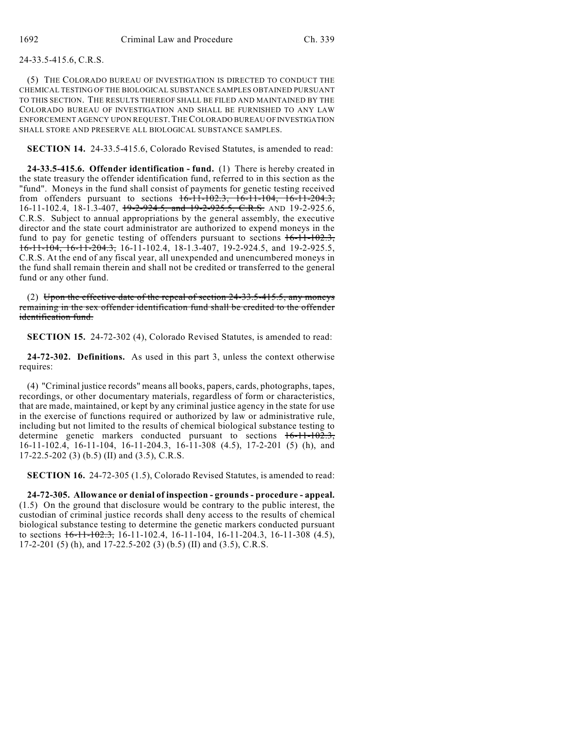24-33.5-415.6, C.R.S.

(5) THE COLORADO BUREAU OF INVESTIGATION IS DIRECTED TO CONDUCT THE CHEMICAL TESTING OF THE BIOLOGICAL SUBSTANCE SAMPLES OBTAINED PURSUANT TO THIS SECTION. THE RESULTS THEREOF SHALL BE FILED AND MAINTAINED BY THE COLORADO BUREAU OF INVESTIGATION AND SHALL BE FURNISHED TO ANY LAW ENFORCEMENT AGENCY UPON REQUEST. THE COLORADO BUREAU OF INVESTIGATION SHALL STORE AND PRESERVE ALL BIOLOGICAL SUBSTANCE SAMPLES.

**SECTION 14.** 24-33.5-415.6, Colorado Revised Statutes, is amended to read:

**24-33.5-415.6. Offender identification - fund.** (1) There is hereby created in the state treasury the offender identification fund, referred to in this section as the "fund". Moneys in the fund shall consist of payments for genetic testing received from offenders pursuant to sections ~~16-11-102.3, 16-11-104, 16-11-204.3,~~ 16-11-102.4, 18-1.3-407, ~~19-2-924.5, and 19-2-925.5, C.R.S.~~ AND 19-2-925.6, C.R.S. Subject to annual appropriations by the general assembly, the executive director and the state court administrator are authorized to expend moneys in the fund to pay for genetic testing of offenders pursuant to sections ~~16-11-102.3, 16-11-104, 16-11-204.3,~~ 16-11-102.4, 18-1.3-407, 19-2-924.5, and 19-2-925.5, C.R.S. At the end of any fiscal year, all unexpended and unencumbered moneys in the fund shall remain therein and shall not be credited or transferred to the general fund or any other fund.

(2) ~~Upon the effective date of the repeal of section 24-33.5-415.5, any moneys remaining in the sex offender identification fund shall be credited to the offender identification fund.~~

**SECTION 15.** 24-72-302 (4), Colorado Revised Statutes, is amended to read:

**24-72-302. Definitions.** As used in this part 3, unless the context otherwise requires:

(4) "Criminal justice records" means all books, papers, cards, photographs, tapes, recordings, or other documentary materials, regardless of form or characteristics, that are made, maintained, or kept by any criminal justice agency in the state for use in the exercise of functions required or authorized by law or administrative rule, including but not limited to the results of chemical biological substance testing to determine genetic markers conducted pursuant to sections ~~16-11-102.3,~~ 16-11-102.4, 16-11-104, 16-11-204.3, 16-11-308 (4.5), 17-2-201 (5) (h), and 17-22.5-202 (3) (b.5) (II) and (3.5), C.R.S.

**SECTION 16.** 24-72-305 (1.5), Colorado Revised Statutes, is amended to read:

**24-72-305. Allowance or denial of inspection - grounds - procedure - appeal.** (1.5) On the ground that disclosure would be contrary to the public interest, the custodian of criminal justice records shall deny access to the results of chemical biological substance testing to determine the genetic markers conducted pursuant to sections ~~16-11-102.3,~~ 16-11-102.4, 16-11-104, 16-11-204.3, 16-11-308 (4.5), 17-2-201 (5) (h), and 17-22.5-202 (3) (b.5) (II) and (3.5), C.R.S.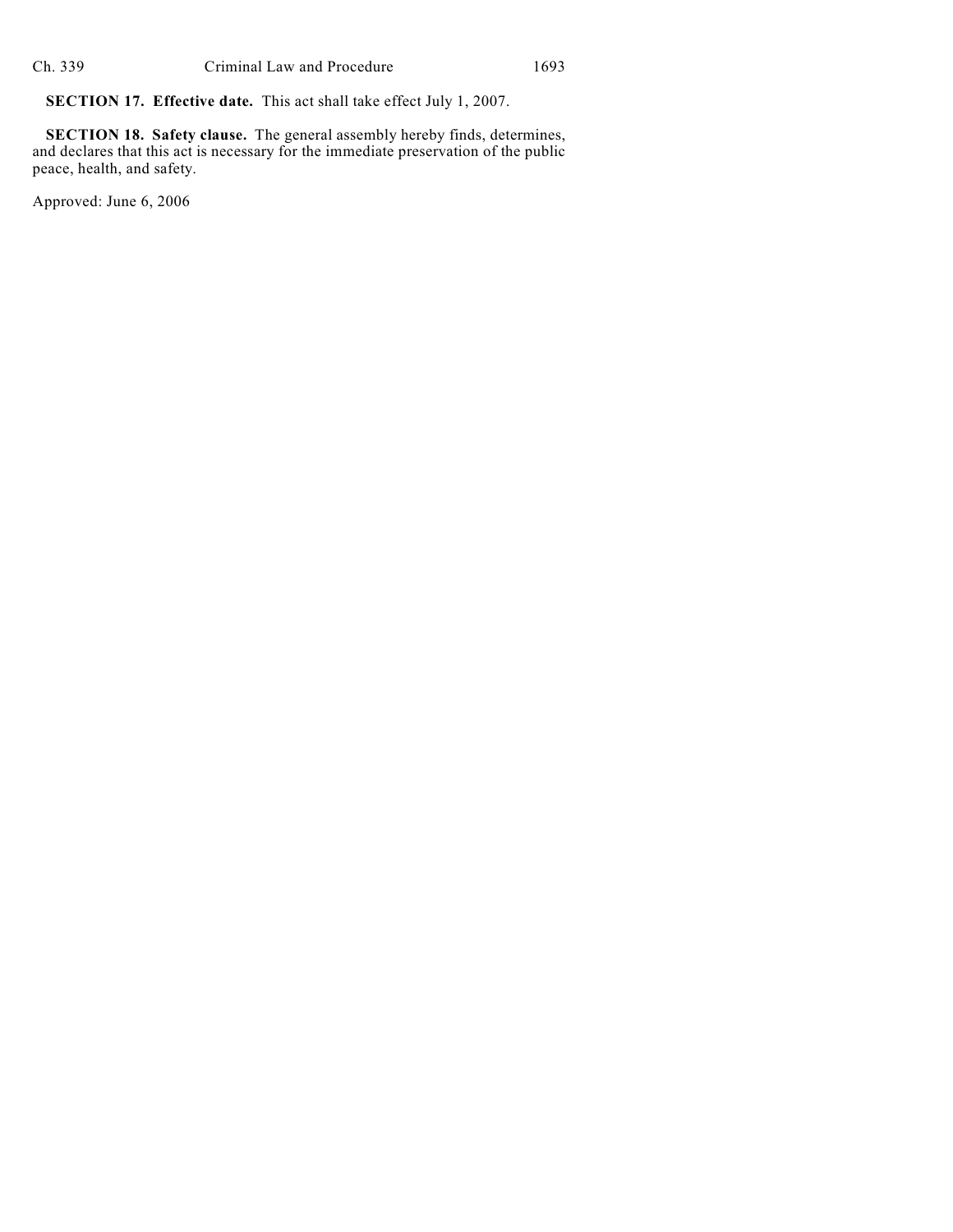**SECTION 17. Effective date.** This act shall take effect July 1, 2007.

**SECTION 18. Safety clause.** The general assembly hereby finds, determines, and declares that this act is necessary for the immediate preservation of the public peace, health, and safety.

Approved: June 6, 2006